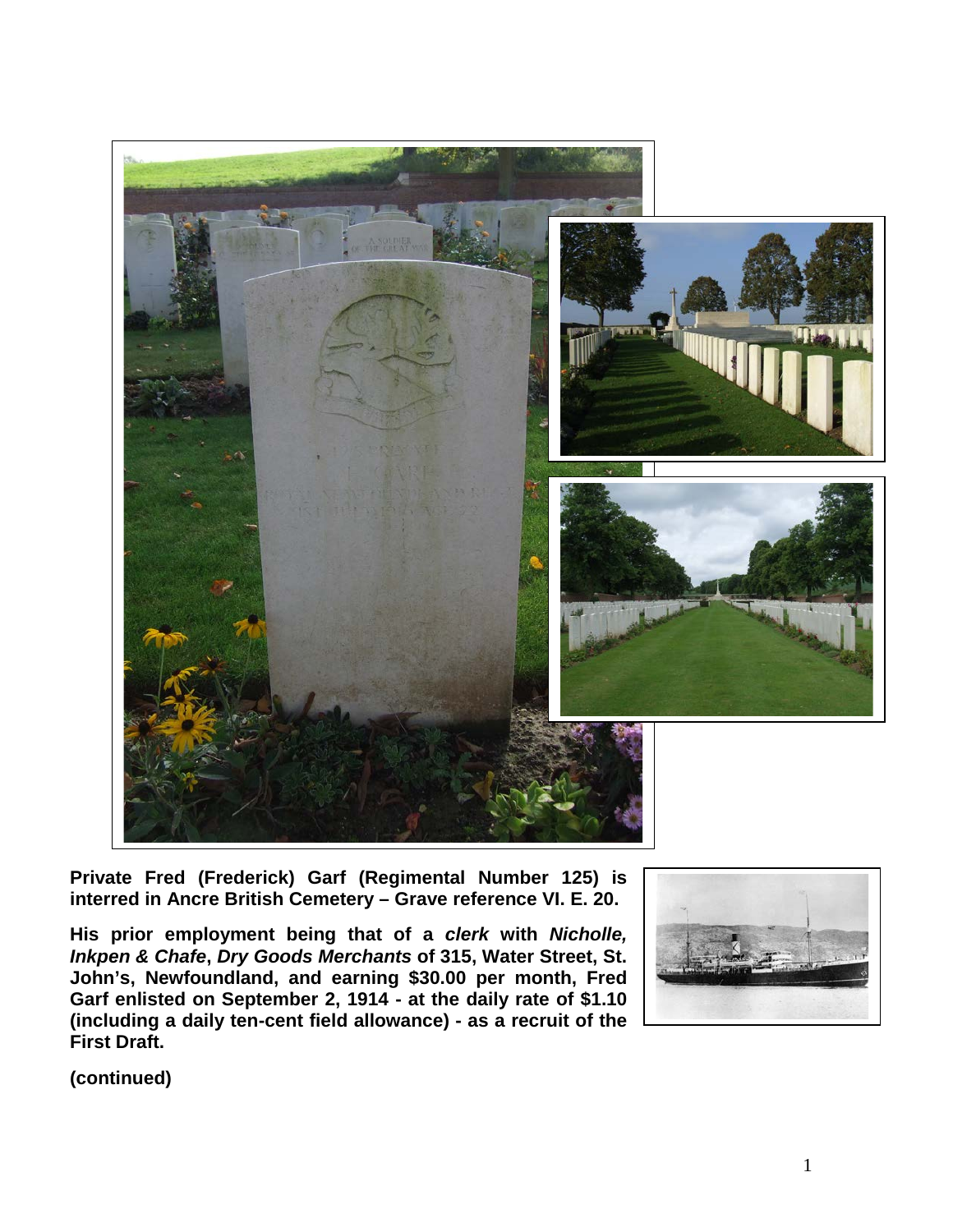**Private Fred (Frederick) Garf (Regimental Number 125) is interred in Ancre British Cemetery – Grave reference VI. E. 20.**

**His prior employment being that of a *clerk* with *Nicholle, Inkpen & Chafe*, *Dry Goods Merchants* of 315, Water Street, St. John's, Newfoundland, and earning $30.00 per month, Fred Garf enlisted on September 2, 1914 - at the daily rate of $1.10 (including a daily ten-cent field allowance) - as a recruit of the First Draft.**

**(continued)**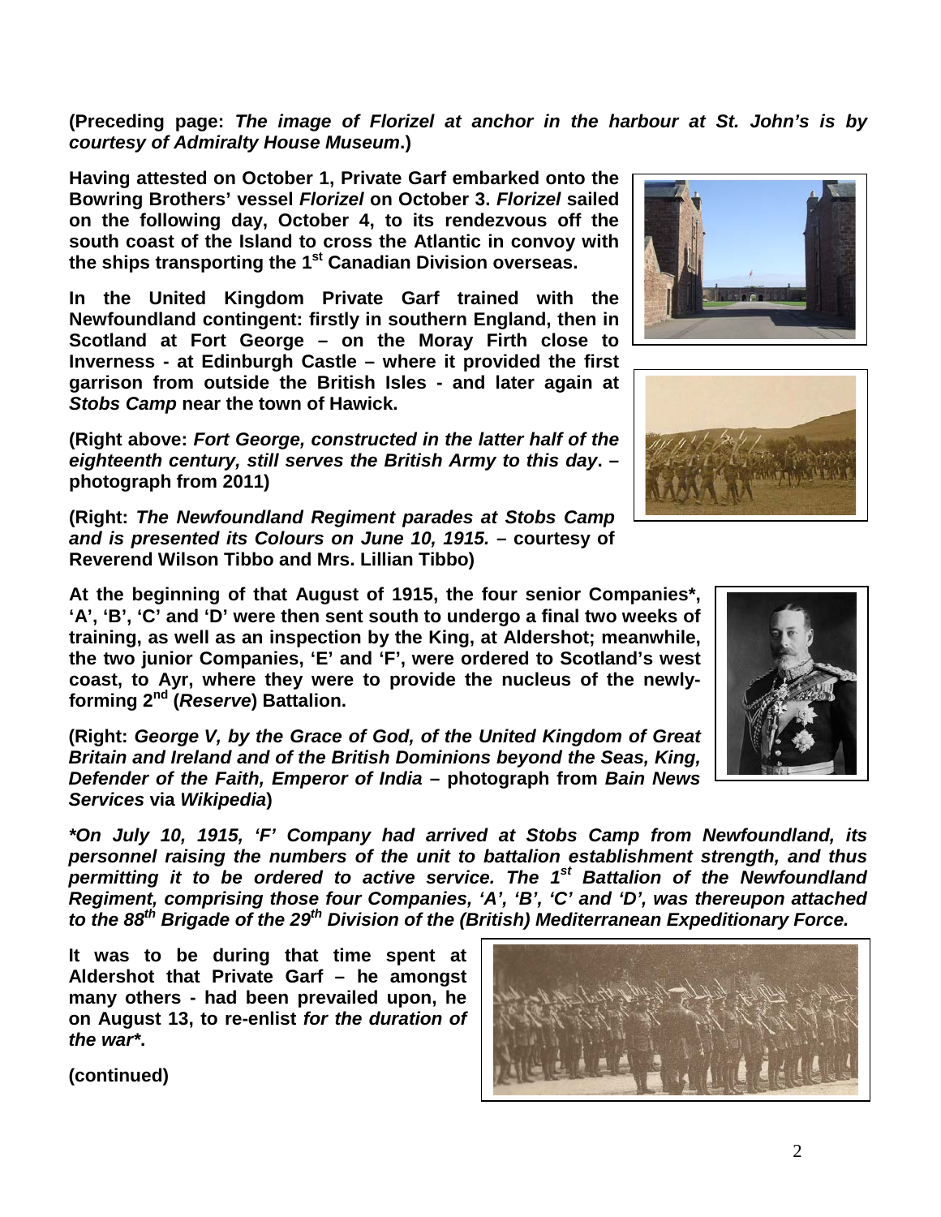**(Preceding page: *The image of Florizel at anchor in the harbour at St. John's is by courtesy of Admiralty House Museum*.)**

**Having attested on October 1, Private Garf embarked onto the Bowring Brothers' vessel *Florizel* on October 3. *Florizel* sailed on the following day, October 4, to its rendezvous off the south coast of the Island to cross the Atlantic in convoy with the ships transporting the 1st Canadian Division overseas.**

**In the United Kingdom Private Garf trained with the Newfoundland contingent: firstly in southern England, then in Scotland at Fort George – on the Moray Firth close to Inverness - at Edinburgh Castle – where it provided the first garrison from outside the British Isles - and later again at *Stobs Camp* near the town of Hawick.**

**(Right above: *Fort George, constructed in the latter half of the eighteenth century, still serves the British Army to this day*. – photograph from 2011)**

**(Right: *The Newfoundland Regiment parades at Stobs Camp and is presented its Colours on June 10, 1915.* – courtesy of Reverend Wilson Tibbo and Mrs. Lillian Tibbo)**

**At the beginning of that August of 1915, the four senior Companies\*, 'A', 'B', 'C' and 'D' were then sent south to undergo a final two weeks of training, as well as an inspection by the King, at Aldershot; meanwhile, the two junior Companies, 'E' and 'F', were ordered to Scotland's west coast, to Ayr, where they were to provide the nucleus of the newly-forming 2nd (*Reserve*) Battalion.**

**(Right: *George V, by the Grace of God, of the United Kingdom of Great Britain and Ireland and of the British Dominions beyond the Seas, King, Defender of the Faith, Emperor of India* – photograph from *Bain News Services* via *Wikipedia*)**

***\*On July 10, 1915, 'F' Company had arrived at Stobs Camp from Newfoundland, its personnel raising the numbers of the unit to battalion establishment strength, and thus permitting it to be ordered to active service. The 1st Battalion of the Newfoundland Regiment, comprising those four Companies, 'A', 'B', 'C' and 'D', was thereupon attached to the 88th Brigade of the 29th Division of the (British) Mediterranean Expeditionary Force.***

**It was to be during that time spent at Aldershot that Private Garf – he amongst many others - had been prevailed upon, he on August 13, to re-enlist *for the duration of the war\**.**

**(continued)**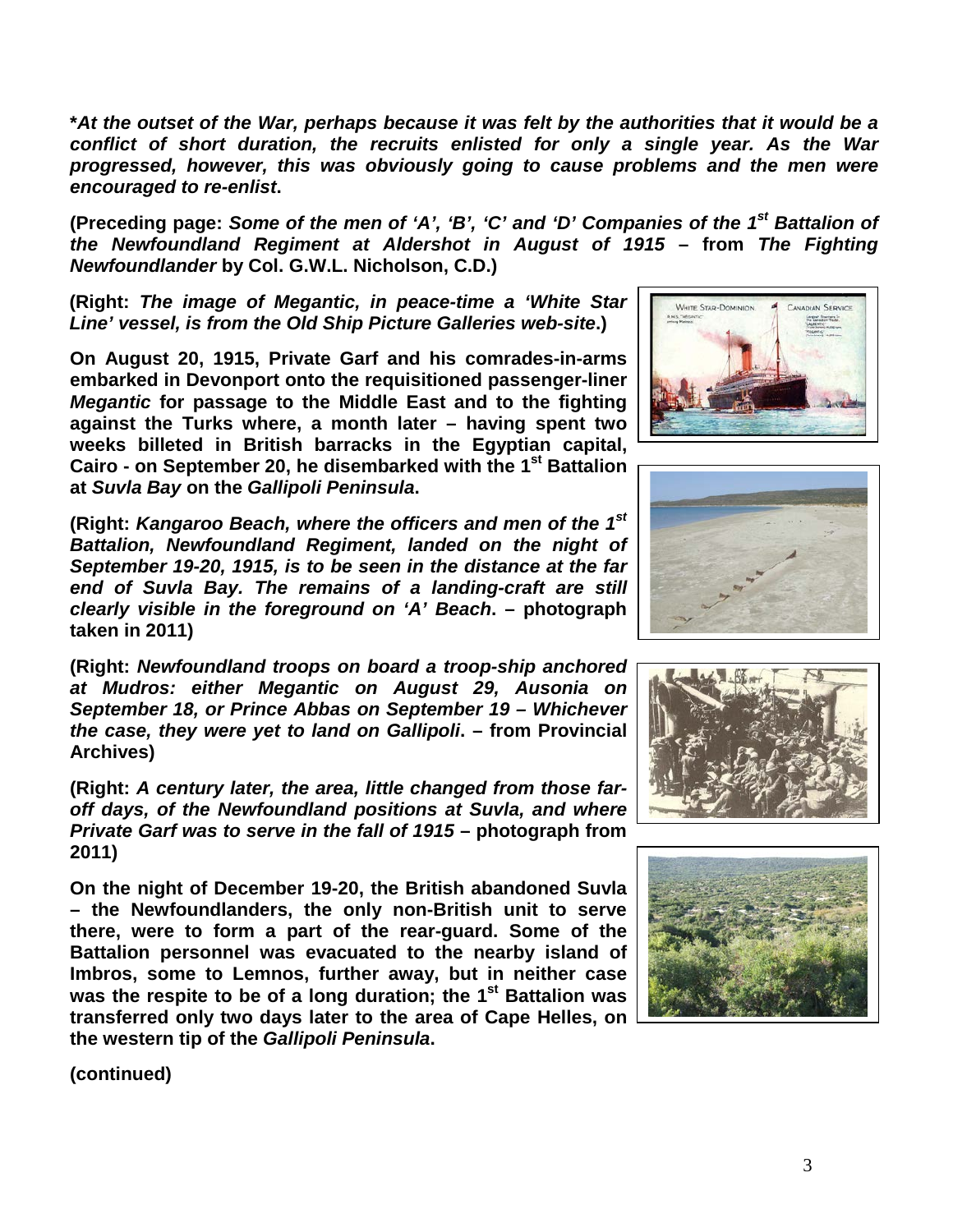***At the outset of the War, perhaps because it was felt by the authorities that it would be a conflict of short duration, the recruits enlisted for only a single year. As the War progressed, however, this was obviously going to cause problems and the men were encouraged to re-enlist*.**

**(Preceding page: *Some of the men of 'A', 'B', 'C' and 'D' Companies of the 1st Battalion of the Newfoundland Regiment at Aldershot in August of 1915* – from *The Fighting Newfoundlander* by Col. G.W.L. Nicholson, C.D.)**

**(Right: *The image of Megantic, in peace-time a 'White Star Line' vessel, is from the Old Ship Picture Galleries web-site*.)**

**On August 20, 1915, Private Garf and his comrades-in-arms embarked in Devonport onto the requisitioned passenger-liner *Megantic* for passage to the Middle East and to the fighting against the Turks where, a month later – having spent two weeks billeted in British barracks in the Egyptian capital, Cairo - on September 20, he disembarked with the 1st Battalion at *Suvla Bay* on the *Gallipoli Peninsula*.**

**(Right: *Kangaroo Beach, where the officers and men of the 1st Battalion, Newfoundland Regiment, landed on the night of September 19-20, 1915, is to be seen in the distance at the far end of Suvla Bay. The remains of a landing-craft are still clearly visible in the foreground on 'A' Beach*. – photograph taken in 2011)**

**(Right: *Newfoundland troops on board a troop-ship anchored at Mudros: either Megantic on August 29, Ausonia on September 18, or Prince Abbas on September 19 – Whichever the case, they were yet to land on Gallipoli*. – from Provincial Archives)**

**(Right: *A century later, the area, little changed from those far-off days, of the Newfoundland positions at Suvla, and where Private Garf was to serve in the fall of 1915* – photograph from 2011)**

**On the night of December 19-20, the British abandoned Suvla – the Newfoundlanders, the only non-British unit to serve there, were to form a part of the rear-guard. Some of the Battalion personnel was evacuated to the nearby island of Imbros, some to Lemnos, further away, but in neither case was the respite to be of a long duration; the 1st Battalion was transferred only two days later to the area of Cape Helles, on the western tip of the *Gallipoli Peninsula*.**

**(continued)**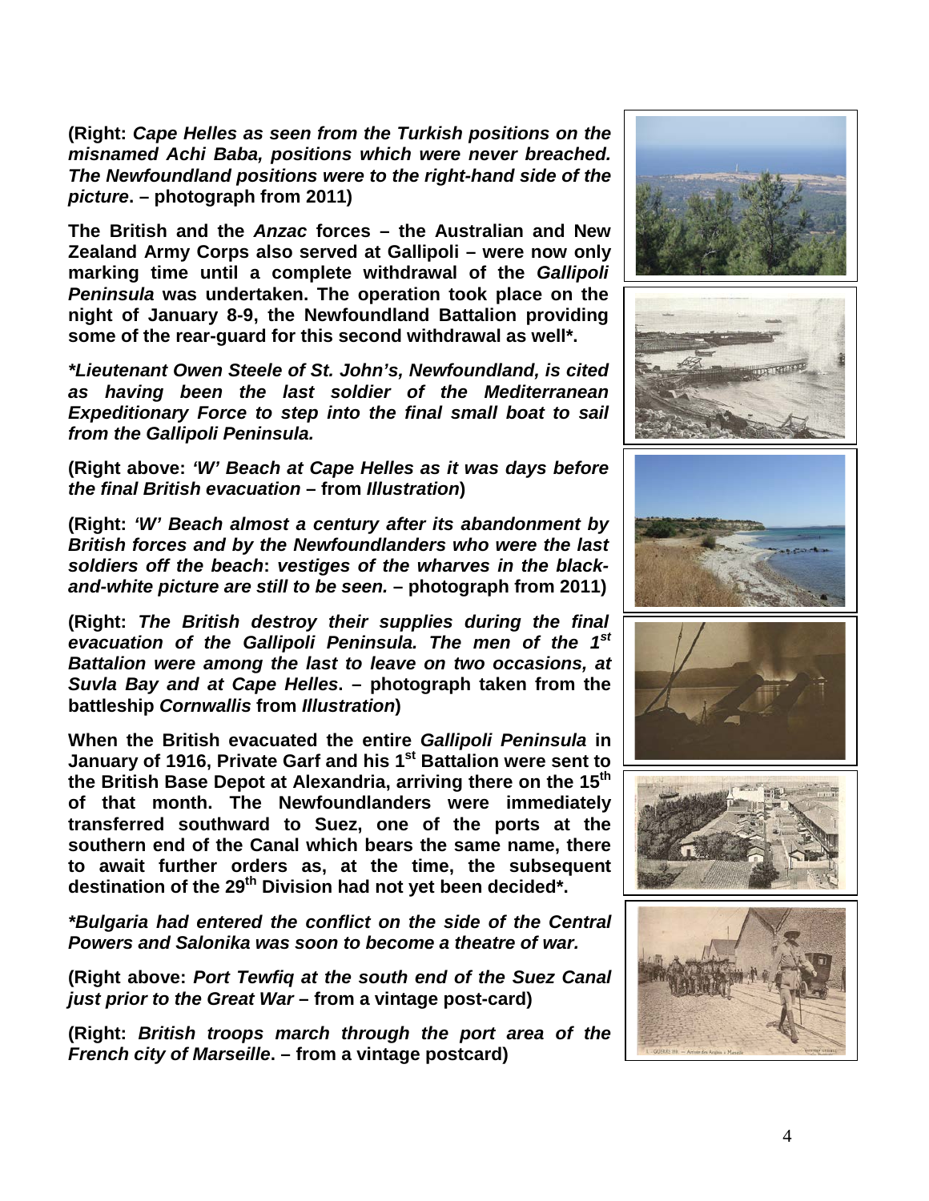**(Right:** ***Cape Helles as seen from the Turkish positions on the misnamed Achi Baba, positions which were never breached. The Newfoundland positions were to the right-hand side of the picture*****. – photograph from 2011)**

**The British and the *Anzac* forces – the Australian and New Zealand Army Corps also served at Gallipoli – were now only marking time until a complete withdrawal of the *Gallipoli Peninsula* was undertaken. The operation took place on the night of January 8-9, the Newfoundland Battalion providing some of the rear-guard for this second withdrawal as well*.**

***\*Lieutenant Owen Steele of St. John's, Newfoundland, is cited as having been the last soldier of the Mediterranean Expeditionary Force to step into the final small boat to sail from the Gallipoli Peninsula.***

**(Right above:** ***'W' Beach at Cape Helles as it was days before the final British evacuation*** **– from *Illustration*)**

**(Right:** ***'W' Beach almost a century after its abandonment by British forces and by the Newfoundlanders who were the last soldiers off the beach*****:** ***vestiges of the wharves in the black-and-white picture are still to be seen.*** **– photograph from 2011)**

**(Right:** ***The British destroy their supplies during the final evacuation of the Gallipoli Peninsula. The men of the 1st Battalion were among the last to leave on two occasions, at Suvla Bay and at Cape Helles*****. – photograph taken from the battleship *Cornwallis* from *Illustration*)**

**When the British evacuated the entire *Gallipoli Peninsula* in January of 1916, Private Garf and his 1st Battalion were sent to the British Base Depot at Alexandria, arriving there on the 15th of that month. The Newfoundlanders were immediately transferred southward to Suez, one of the ports at the southern end of the Canal which bears the same name, there to await further orders as, at the time, the subsequent destination of the 29th Division had not yet been decided*.**

***\*Bulgaria had entered the conflict on the side of the Central Powers and Salonika was soon to become a theatre of war.***

**(Right above:** ***Port Tewfiq at the south end of the Suez Canal just prior to the Great War*** **– from a vintage post-card)**

**(Right:** ***British troops march through the port area of the French city of Marseille*****. – from a vintage postcard)**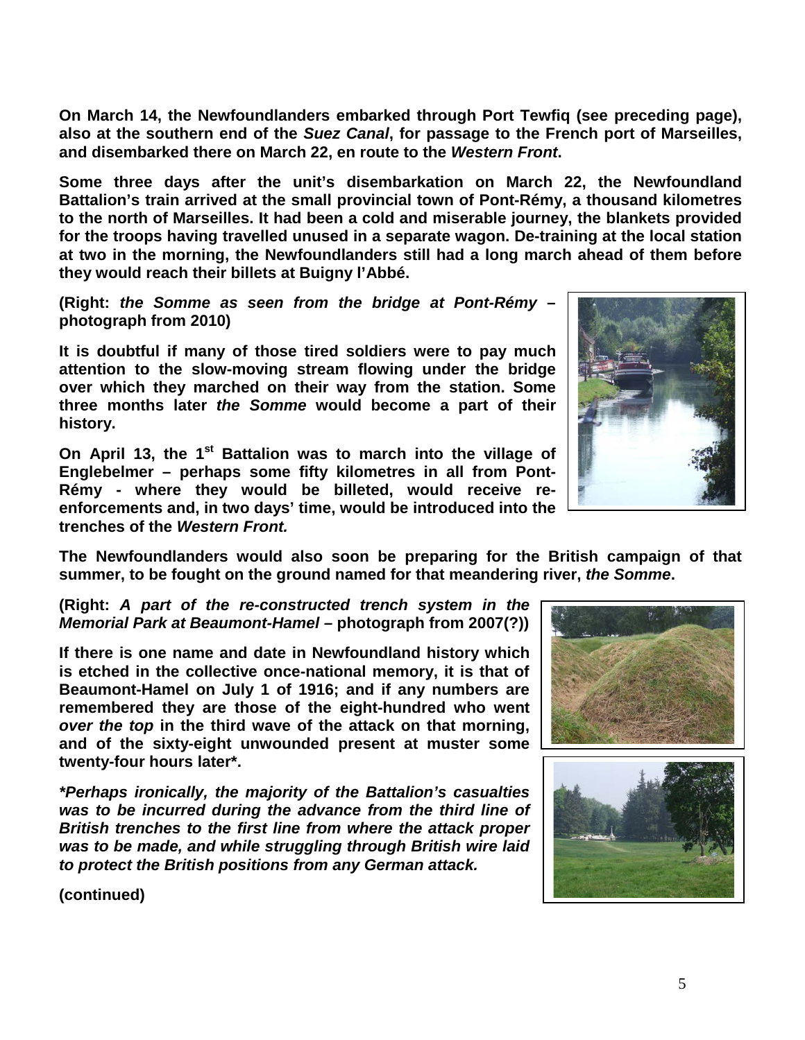**On March 14, the Newfoundlanders embarked through Port Tewfiq (see preceding page), also at the southern end of the *Suez Canal*, for passage to the French port of Marseilles, and disembarked there on March 22, en route to the *Western Front*.**

**Some three days after the unit's disembarkation on March 22, the Newfoundland Battalion's train arrived at the small provincial town of Pont-Rémy, a thousand kilometres to the north of Marseilles. It had been a cold and miserable journey, the blankets provided for the troops having travelled unused in a separate wagon. De-training at the local station at two in the morning, the Newfoundlanders still had a long march ahead of them before they would reach their billets at Buigny l'Abbé.**

**(Right: *the Somme as seen from the bridge at Pont-Rémy* – photograph from 2010)**

**It is doubtful if many of those tired soldiers were to pay much attention to the slow-moving stream flowing under the bridge over which they marched on their way from the station. Some three months later *the Somme* would become a part of their history.**

**On April 13, the 1st Battalion was to march into the village of Englebelmer – perhaps some fifty kilometres in all from Pont-Rémy - where they would be billeted, would receive re-enforcements and, in two days' time, would be introduced into the trenches of the *Western Front.***

**The Newfoundlanders would also soon be preparing for the British campaign of that summer, to be fought on the ground named for that meandering river, *the Somme*.**

**(Right: *A part of the re-constructed trench system in the Memorial Park at Beaumont-Hamel* – photograph from 2007(?))**

**If there is one name and date in Newfoundland history which is etched in the collective once-national memory, it is that of Beaumont-Hamel on July 1 of 1916; and if any numbers are remembered they are those of the eight-hundred who went *over the top* in the third wave of the attack on that morning, and of the sixty-eight unwounded present at muster some twenty-four hours later\*.**

***\*Perhaps ironically, the majority of the Battalion's casualties was to be incurred during the advance from the third line of British trenches to the first line from where the attack proper was to be made, and while struggling through British wire laid to protect the British positions from any German attack.***

**(continued)**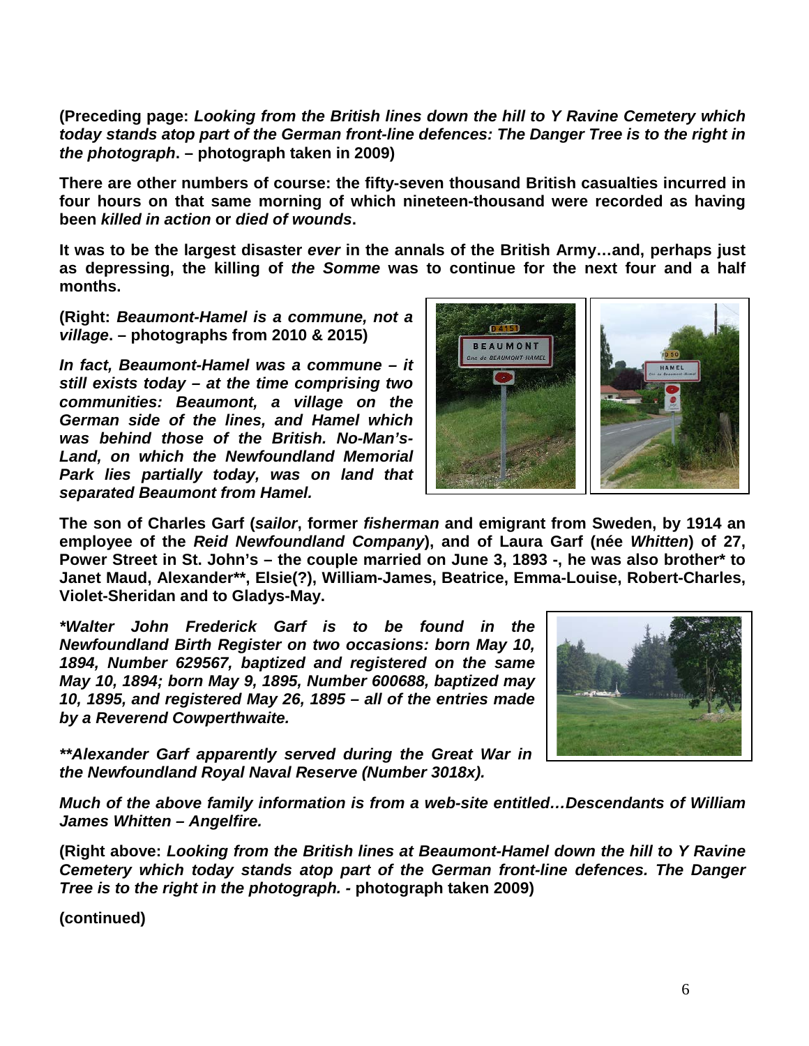**(Preceding page: *Looking from the British lines down the hill to Y Ravine Cemetery which today stands atop part of the German front-line defences: The Danger Tree is to the right in the photograph*. – photograph taken in 2009)**

**There are other numbers of course: the fifty-seven thousand British casualties incurred in four hours on that same morning of which nineteen-thousand were recorded as having been *killed in action* or *died of wounds*.**

**It was to be the largest disaster *ever* in the annals of the British Army…and, perhaps just as depressing, the killing of *the Somme* was to continue for the next four and a half months.**

**(Right: *Beaumont-Hamel is a commune, not a village*. – photographs from 2010 & 2015)**

***In fact, Beaumont-Hamel was a commune – it still exists today – at the time comprising two communities: Beaumont, a village on the German side of the lines, and Hamel which was behind those of the British. No-Man's-Land, on which the Newfoundland Memorial Park lies partially today, was on land that separated Beaumont from Hamel.***

**The son of Charles Garf (*sailor*, former *fisherman* and emigrant from Sweden, by 1914 an employee of the *Reid Newfoundland Company*), and of Laura Garf (née *Whitten*) of 27, Power Street in St. John's – the couple married on June 3, 1893 -, he was also brother* to Janet Maud, Alexander**, Elsie(?), William-James, Beatrice, Emma-Louise, Robert-Charles, Violet-Sheridan and to Gladys-May.**

****Walter John Frederick Garf is to be found in the Newfoundland Birth Register on two occasions: born May 10, 1894, Number 629567, baptized and registered on the same May 10, 1894; born May 9, 1895, Number 600688, baptized may 10, 1895, and registered May 26, 1895 – all of the entries made by a Reverend Cowperthwaite.***

*****Alexander Garf apparently served during the Great War in the Newfoundland Royal Naval Reserve (Number 3018x).***

***Much of the above family information is from a web-site entitled…Descendants of William James Whitten – Angelfire.***

**(Right above: *Looking from the British lines at Beaumont-Hamel down the hill to Y Ravine Cemetery which today stands atop part of the German front-line defences. The Danger Tree is to the right in the photograph. -* photograph taken 2009)**

**(continued)**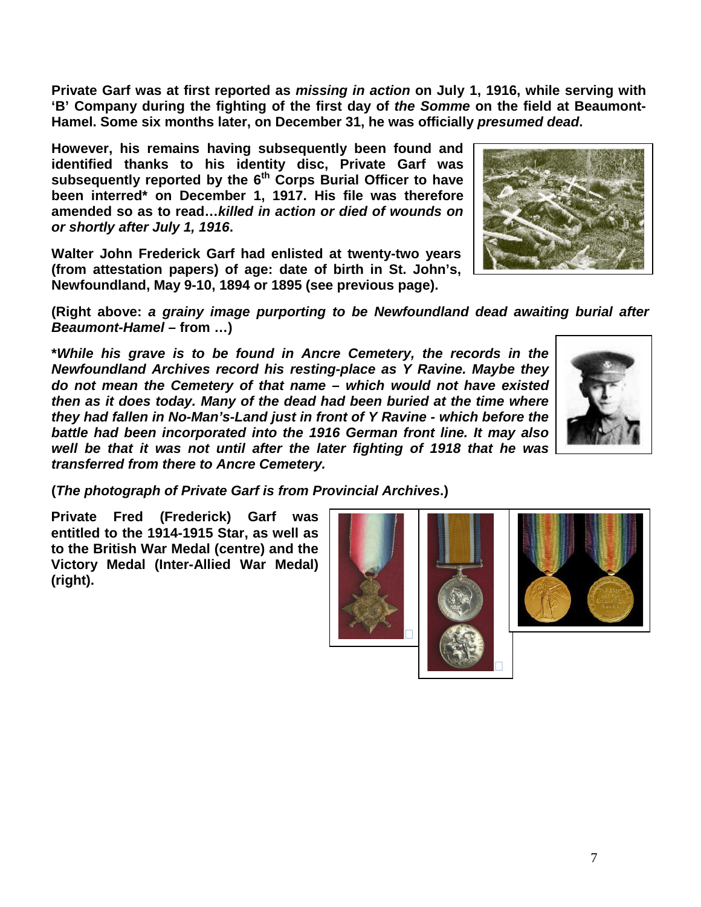**Private Garf was at first reported as *missing in action* on July 1, 1916, while serving with 'B' Company during the fighting of the first day of *the Somme* on the field at Beaumont-Hamel. Some six months later, on December 31, he was officially *presumed dead*.**

**However, his remains having subsequently been found and identified thanks to his identity disc, Private Garf was subsequently reported by the 6th Corps Burial Officer to have been interred* on December 1, 1917. His file was therefore amended so as to read…*killed in action or died of wounds on or shortly after July 1, 1916*.**

**Walter John Frederick Garf had enlisted at twenty-two years (from attestation papers) of age: date of birth in St. John's, Newfoundland, May 9-10, 1894 or 1895 (see previous page).**

**(Right above: *a grainy image purporting to be Newfoundland dead awaiting burial after Beaumont-Hamel* – from …)**

***While his grave is to be found in Ancre Cemetery, the records in the Newfoundland Archives record his resting-place as Y Ravine. Maybe they do not mean the Cemetery of that name – which would not have existed then as it does today. Many of the dead had been buried at the time where they had fallen in No-Man's-Land just in front of Y Ravine - which before the battle had been incorporated into the 1916 German front line. It may also well be that it was not until after the later fighting of 1918 that he was transferred from there to Ancre Cemetery.***

**(*The photograph of Private Garf is from Provincial Archives*.)**

**Private Fred (Frederick) Garf was entitled to the 1914-1915 Star, as well as to the British War Medal (centre) and the Victory Medal (Inter-Allied War Medal) (right).**